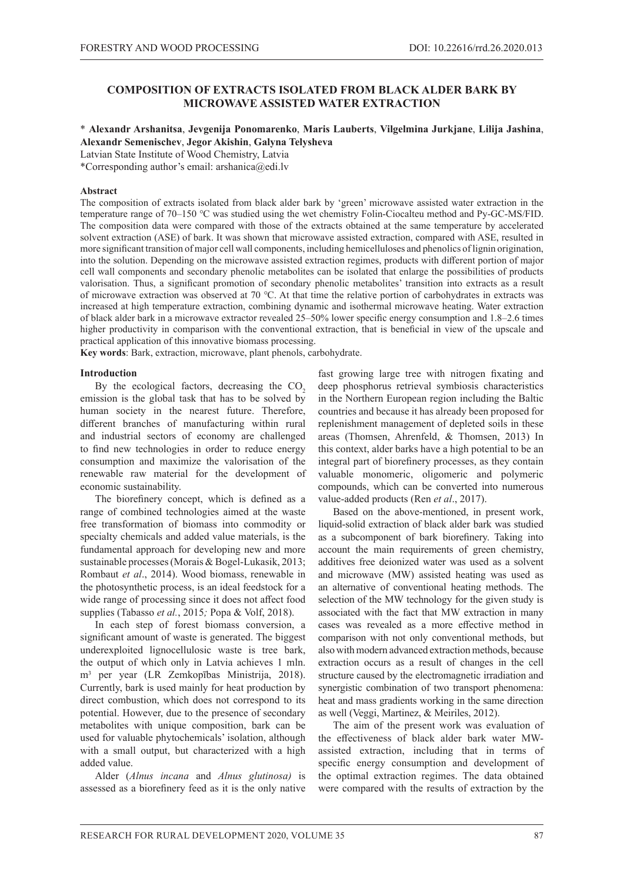# COMPOSITION OF EXTRACTS ISOLATED FROM BLACK ALDER BARK BY MICROWAVE ASSISTED WATER EXTRACTION

\* **Alexandr Arshanitsa**, **Jevgenija Ponomarenko**, **Maris Lauberts**, **Vilgelmina Jurkjane**, **Lilija Jashina**, **Alexandr Semenischev**, **Jegor Akishin**, **Galyna Telysheva**

Latvian State Institute of Wood Chemistry, Latvia

\*Corresponding author's email: arshanica@edi.lv

**Abstract**

The composition of extracts isolated from black alder bark by 'green' microwave assisted water extraction in the temperature range of 70–150 °C was studied using the wet chemistry Folin-Ciocalteu method and Py-GC-MS/FID. The composition data were compared with those of the extracts obtained at the same temperature by accelerated solvent extraction (ASE) of bark. It was shown that microwave assisted extraction, compared with ASE, resulted in more significant transition of major cell wall components, including hemicelluloses and phenolics of lignin origination, into the solution. Depending on the microwave assisted extraction regimes, products with different portion of major cell wall components and secondary phenolic metabolites can be isolated that enlarge the possibilities of products valorisation. Thus, a significant promotion of secondary phenolic metabolites' transition into extracts as a result of microwave extraction was observed at 70 °C. At that time the relative portion of carbohydrates in extracts was increased at high temperature extraction, combining dynamic and isothermal microwave heating. Water extraction of black alder bark in a microwave extractor revealed 25–50% lower specific energy consumption and 1.8–2.6 times higher productivity in comparison with the conventional extraction, that is beneficial in view of the upscale and practical application of this innovative biomass processing.

**Key words**: Bark, extraction, microwave, plant phenols, carbohydrate.

## Introduction

By the ecological factors, decreasing the $CO_2$ emission is the global task that has to be solved by human society in the nearest future. Therefore, different branches of manufacturing within rural and industrial sectors of economy are challenged to find new technologies in order to reduce energy consumption and maximize the valorisation of the renewable raw material for the development of economic sustainability.

The biorefinery concept, which is defined as a range of combined technologies aimed at the waste free transformation of biomass into commodity or specialty chemicals and added value materials, is the fundamental approach for developing new and more sustainable processes (Morais & Bogel-Lukasik, 2013; Rombaut *et al*., 2014). Wood biomass, renewable in the photosynthetic process, is an ideal feedstock for a wide range of processing since it does not affect food supplies (Tabasso *et al.*, 2015*;* Popa & Volf, 2018).

In each step of forest biomass conversion, a significant amount of waste is generated. The biggest underexploited lignocellulosic waste is tree bark, the output of which only in Latvia achieves 1 mln. $m^3$ per year (LR Zemkopības Ministrija, 2018). Currently, bark is used mainly for heat production by direct combustion, which does not correspond to its potential. However, due to the presence of secondary metabolites with unique composition, bark can be used for valuable phytochemicals' isolation, although with a small output, but characterized with a high added value.

Alder (*Alnus incana* and *Alnus glutinosa)* is assessed as a biorefinery feed as it is the only native fast growing large tree with nitrogen fixating and deep phosphorus retrieval symbiosis characteristics in the Northern European region including the Baltic countries and because it has already been proposed for replenishment management of depleted soils in these areas (Thomsen, Ahrenfeld, & Thomsen, 2013) In this context, alder barks have a high potential to be an integral part of biorefinery processes, as they contain valuable monomeric, oligomeric and polymeric compounds, which can be converted into numerous value-added products (Ren *et al*., 2017).

Based on the above-mentioned, in present work, liquid-solid extraction of black alder bark was studied as a subcomponent of bark biorefinery. Taking into account the main requirements of green chemistry, additives free deionized water was used as a solvent and microwave (MW) assisted heating was used as an alternative of conventional heating methods. The selection of the MW technology for the given study is associated with the fact that MW extraction in many cases was revealed as a more effective method in comparison with not only conventional methods, but also with modern advanced extraction methods, because extraction occurs as a result of changes in the cell structure caused by the electromagnetic irradiation and synergistic combination of two transport phenomena: heat and mass gradients working in the same direction as well (Veggi, Martinez, & Meiriles, 2012).

The aim of the present work was evaluation of the effectiveness of black alder bark water MW-assisted extraction, including that in terms of specific energy consumption and development of the optimal extraction regimes. The data obtained were compared with the results of extraction by the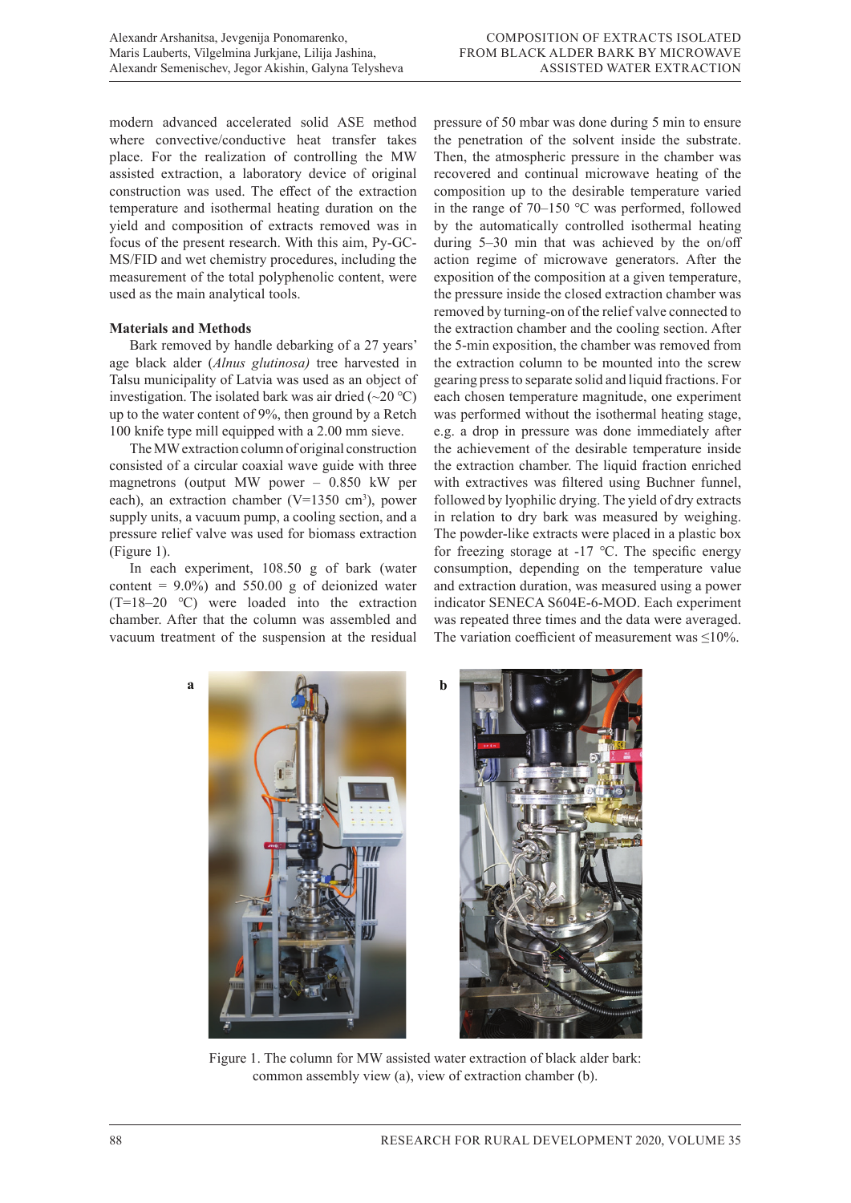modern advanced accelerated solid ASE method where convective/conductive heat transfer takes place. For the realization of controlling the MW assisted extraction, a laboratory device of original construction was used. The effect of the extraction temperature and isothermal heating duration on the yield and composition of extracts removed was in focus of the present research. With this aim, Py-GC-MS/FID and wet chemistry procedures, including the measurement of the total polyphenolic content, were used as the main analytical tools.

## Materials and Methods

Bark removed by handle debarking of a 27 years' age black alder (*Alnus glutinosa)* tree harvested in Talsu municipality of Latvia was used as an object of investigation. The isolated bark was air dried (~20 °C) up to the water content of 9%, then ground by a Retch 100 knife type mill equipped with a 2.00 mm sieve.

The MW extraction column of original construction consisted of a circular coaxial wave guide with three magnetrons (output MW power – 0.850 kW per each), an extraction chamber (V=1350 cm$^3$), power supply units, a vacuum pump, a cooling section, and a pressure relief valve was used for biomass extraction (Figure 1).

In each experiment, 108.50 g of bark (water content = 9.0%) and 550.00 g of deionized water (T=18–20 °C) were loaded into the extraction chamber. After that the column was assembled and vacuum treatment of the suspension at the residual pressure of 50 mbar was done during 5 min to ensure the penetration of the solvent inside the substrate. Then, the atmospheric pressure in the chamber was recovered and continual microwave heating of the composition up to the desirable temperature varied in the range of 70–150 °C was performed, followed by the automatically controlled isothermal heating during 5–30 min that was achieved by the on/off action regime of microwave generators. After the exposition of the composition at a given temperature, the pressure inside the closed extraction chamber was removed by turning-on of the relief valve connected to the extraction chamber and the cooling section. After the 5-min exposition, the chamber was removed from the extraction column to be mounted into the screw gearing press to separate solid and liquid fractions. For each chosen temperature magnitude, one experiment was performed without the isothermal heating stage, e.g. a drop in pressure was done immediately after the achievement of the desirable temperature inside the extraction chamber. The liquid fraction enriched with extractives was filtered using Buchner funnel, followed by lyophilic drying. The yield of dry extracts in relation to dry bark was measured by weighing. The powder-like extracts were placed in a plastic box for freezing storage at -17 °C. The specific energy consumption, depending on the temperature value and extraction duration, was measured using a power indicator SENECA S604E-6-MOD. Each experiment was repeated three times and the data were averaged. The variation coefficient of measurement was ≤10%.

Figure 1. The column for MW assisted water extraction of black alder bark: common assembly view (a), view of extraction chamber (b).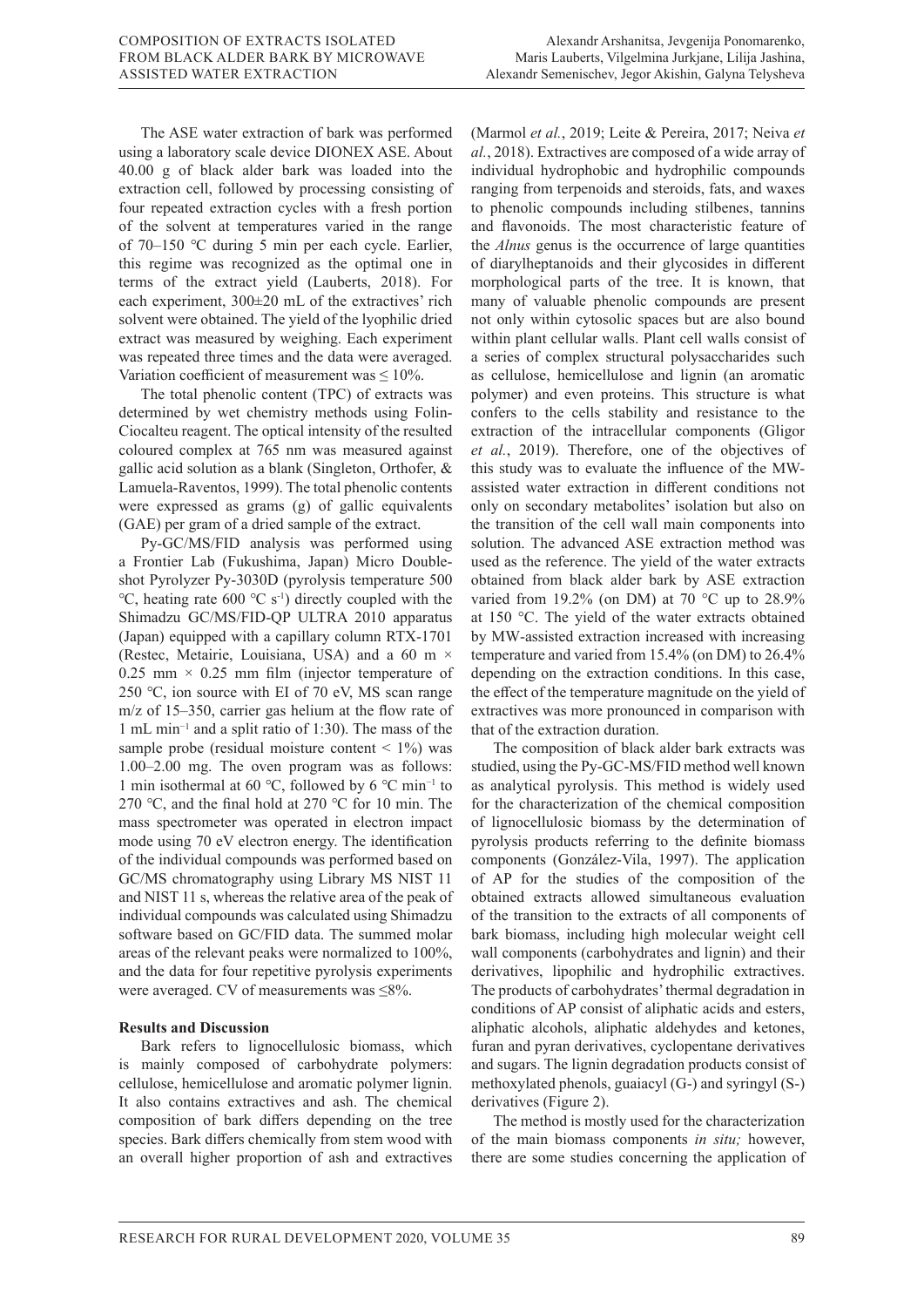The ASE water extraction of bark was performed using a laboratory scale device DIONEX ASE. About 40.00 g of black alder bark was loaded into the extraction cell, followed by processing consisting of four repeated extraction cycles with a fresh portion of the solvent at temperatures varied in the range of 70–150 °C during 5 min per each cycle. Earlier, this regime was recognized as the optimal one in terms of the extract yield (Lauberts, 2018). For each experiment, 300±20 mL of the extractives' rich solvent were obtained. The yield of the lyophilic dried extract was measured by weighing. Each experiment was repeated three times and the data were averaged. Variation coefficient of measurement was ≤ 10%.

The total phenolic content (TPC) of extracts was determined by wet chemistry methods using Folin-Ciocalteu reagent. The optical intensity of the resulted coloured complex at 765 nm was measured against gallic acid solution as a blank (Singleton, Orthofer, & Lamuela-Raventos, 1999). The total phenolic contents were expressed as grams (g) of gallic equivalents (GAE) per gram of a dried sample of the extract.

Py-GC/MS/FID analysis was performed using a Frontier Lab (Fukushima, Japan) Micro Double-shot Pyrolyzer Py-3030D (pyrolysis temperature 500 °C, heating rate 600 °C $s^{-1}$) directly coupled with the Shimadzu GC/MS/FID-QP ULTRA 2010 apparatus (Japan) equipped with a capillary column RTX-1701 (Restec, Metairie, Louisiana, USA) and a 60 m × 0.25 mm × 0.25 mm film (injector temperature of 250 °C, ion source with EI of 70 eV, MS scan range m/z of 15–350, carrier gas helium at the flow rate of 1 mL $min^{-1}$ and a split ratio of 1:30). The mass of the sample probe (residual moisture content < 1%) was 1.00–2.00 mg. The oven program was as follows: 1 min isothermal at 60 °C, followed by 6 °C $min^{-1}$ to 270 °C, and the final hold at 270 °C for 10 min. The mass spectrometer was operated in electron impact mode using 70 eV electron energy. The identification of the individual compounds was performed based on GC/MS chromatography using Library MS NIST 11 and NIST 11 s, whereas the relative area of the peak of individual compounds was calculated using Shimadzu software based on GC/FID data. The summed molar areas of the relevant peaks were normalized to 100%, and the data for four repetitive pyrolysis experiments were averaged. CV of measurements was ≤8%.

## Results and Discussion

Bark refers to lignocellulosic biomass, which is mainly composed of carbohydrate polymers: cellulose, hemicellulose and aromatic polymer lignin. It also contains extractives and ash. The chemical composition of bark differs depending on the tree species. Bark differs chemically from stem wood with an overall higher proportion of ash and extractives (Marmol *et al.*, 2019; Leite & Pereira, 2017; Neiva *et al.*, 2018). Extractives are composed of a wide array of individual hydrophobic and hydrophilic compounds ranging from terpenoids and steroids, fats, and waxes to phenolic compounds including stilbenes, tannins and flavonoids. The most characteristic feature of the *Alnus* genus is the occurrence of large quantities of diarylheptanoids and their glycosides in different morphological parts of the tree. It is known, that many of valuable phenolic compounds are present not only within cytosolic spaces but are also bound within plant cellular walls. Plant cell walls consist of a series of complex structural polysaccharides such as cellulose, hemicellulose and lignin (an aromatic polymer) and even proteins. This structure is what confers to the cells stability and resistance to the extraction of the intracellular components (Gligor *et al.*, 2019). Therefore, one of the objectives of this study was to evaluate the influence of the MW-assisted water extraction in different conditions not only on secondary metabolites' isolation but also on the transition of the cell wall main components into solution. The advanced ASE extraction method was used as the reference. The yield of the water extracts obtained from black alder bark by ASE extraction varied from 19.2% (on DM) at 70 °C up to 28.9% at 150 °C. The yield of the water extracts obtained by MW-assisted extraction increased with increasing temperature and varied from 15.4% (on DM) to 26.4% depending on the extraction conditions. In this case, the effect of the temperature magnitude on the yield of extractives was more pronounced in comparison with that of the extraction duration.

The composition of black alder bark extracts was studied, using the Py-GC-MS/FID method well known as analytical pyrolysis. This method is widely used for the characterization of the chemical composition of lignocellulosic biomass by the determination of pyrolysis products referring to the definite biomass components (González-Vila, 1997). The application of AP for the studies of the composition of the obtained extracts allowed simultaneous evaluation of the transition to the extracts of all components of bark biomass, including high molecular weight cell wall components (carbohydrates and lignin) and their derivatives, lipophilic and hydrophilic extractives. The products of carbohydrates' thermal degradation in conditions of AP consist of aliphatic acids and esters, aliphatic alcohols, aliphatic aldehydes and ketones, furan and pyran derivatives, cyclopentane derivatives and sugars. The lignin degradation products consist of methoxylated phenols, guaiacyl (G-) and syringyl (S-) derivatives (Figure 2).

The method is mostly used for the characterization of the main biomass components *in situ;* however, there are some studies concerning the application of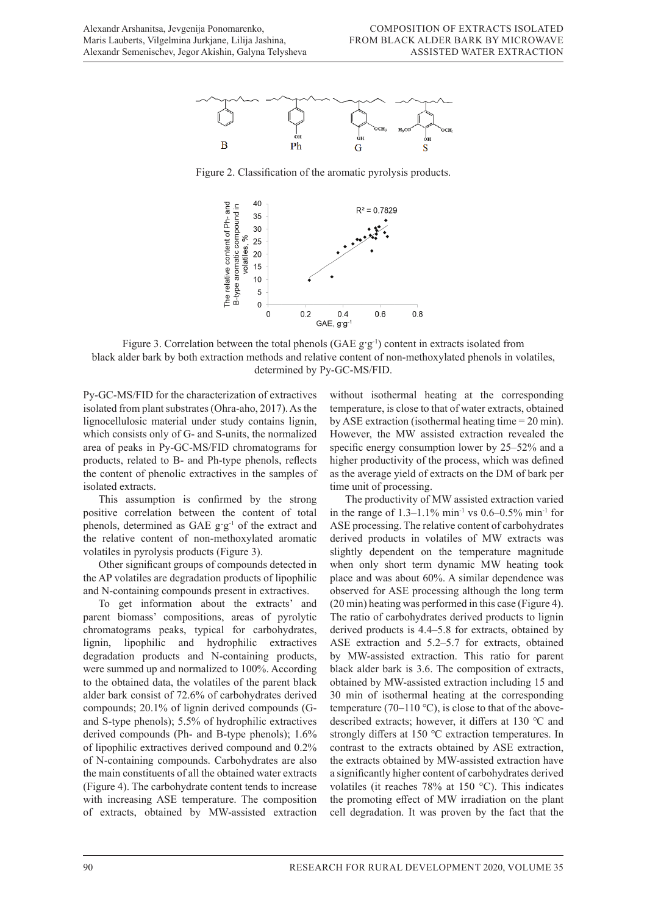Figure 2. Classification of the aromatic pyrolysis products.

Figure 3. Correlation between the total phenols (GAE g·g$^{-1}$) content in extracts isolated from black alder bark by both extraction methods and relative content of non-methoxylated phenols in volatiles, determined by Py-GC-MS/FID.

Py-GC-MS/FID for the characterization of extractives isolated from plant substrates (Ohra-aho, 2017). As the lignocellulosic material under study contains lignin, which consists only of G- and S-units, the normalized area of peaks in Py-GC-MS/FID chromatograms for products, related to B- and Ph-type phenols, reflects the content of phenolic extractives in the samples of isolated extracts.

This assumption is confirmed by the strong positive correlation between the content of total phenols, determined as GAE g·g$^{-1}$ of the extract and the relative content of non-methoxylated aromatic volatiles in pyrolysis products (Figure 3).

Other significant groups of compounds detected in the AP volatiles are degradation products of lipophilic and N-containing compounds present in extractives.

To get information about the extracts' and parent biomass' compositions, areas of pyrolytic chromatograms peaks, typical for carbohydrates, lignin, lipophilic and hydrophilic extractives degradation products and N-containing products, were summed up and normalized to 100%. According to the obtained data, the volatiles of the parent black alder bark consist of 72.6% of carbohydrates derived compounds; 20.1% of lignin derived compounds (G- and S-type phenols); 5.5% of hydrophilic extractives derived compounds (Ph- and B-type phenols); 1.6% of lipophilic extractives derived compound and 0.2% of N-containing compounds. Carbohydrates are also the main constituents of all the obtained water extracts (Figure 4). The carbohydrate content tends to increase with increasing ASE temperature. The composition of extracts, obtained by MW-assisted extraction without isothermal heating at the corresponding temperature, is close to that of water extracts, obtained by ASE extraction (isothermal heating time = 20 min). However, the MW assisted extraction revealed the specific energy consumption lower by 25–52% and a higher productivity of the process, which was defined as the average yield of extracts on the DM of bark per time unit of processing.

The productivity of MW assisted extraction varied in the range of 1.3–1.1% min$^{-1}$ vs 0.6–0.5% min$^{-1}$ for ASE processing. The relative content of carbohydrates derived products in volatiles of MW extracts was slightly dependent on the temperature magnitude when only short term dynamic MW heating took place and was about 60%. A similar dependence was observed for ASE processing although the long term (20 min) heating was performed in this case (Figure 4). The ratio of carbohydrates derived products to lignin derived products is 4.4–5.8 for extracts, obtained by ASE extraction and 5.2–5.7 for extracts, obtained by MW-assisted extraction. This ratio for parent black alder bark is 3.6. The composition of extracts, obtained by MW-assisted extraction including 15 and 30 min of isothermal heating at the corresponding temperature (70–110 °C), is close to that of the above-described extracts; however, it differs at 130 °C and strongly differs at 150 °C extraction temperatures. In contrast to the extracts obtained by ASE extraction, the extracts obtained by MW-assisted extraction have a significantly higher content of carbohydrates derived volatiles (it reaches 78% at 150 °C). This indicates the promoting effect of MW irradiation on the plant cell degradation. It was proven by the fact that the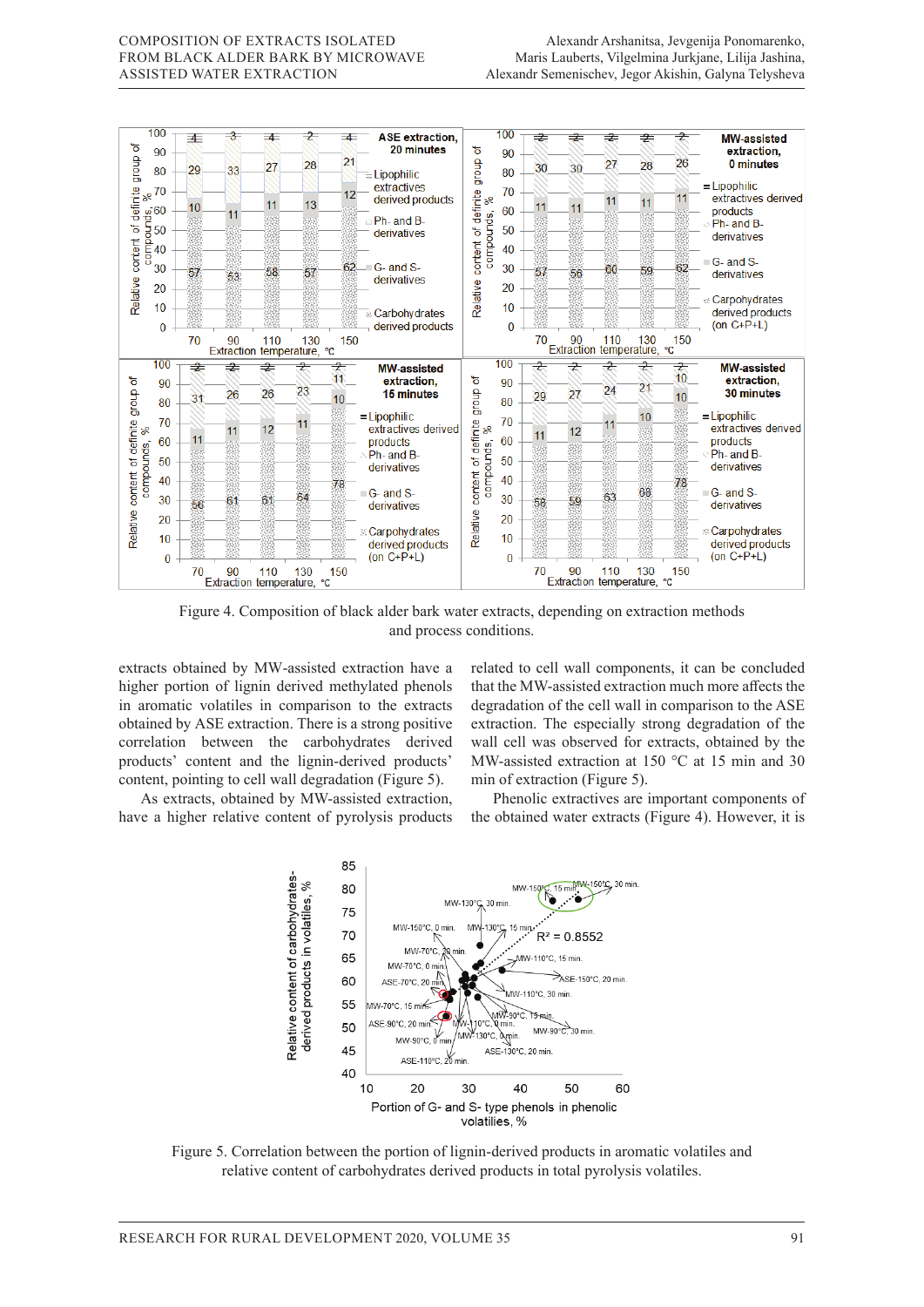Figure 4. Composition of black alder bark water extracts, depending on extraction methods and process conditions.

extracts obtained by MW-assisted extraction have a higher portion of lignin derived methylated phenols in aromatic volatiles in comparison to the extracts obtained by ASE extraction. There is a strong positive correlation between the carbohydrates derived products' content and the lignin-derived products' content, pointing to cell wall degradation (Figure 5).

As extracts, obtained by MW-assisted extraction, have a higher relative content of pyrolysis products related to cell wall components, it can be concluded that the MW-assisted extraction much more affects the degradation of the cell wall in comparison to the ASE extraction. The especially strong degradation of the wall cell was observed for extracts, obtained by the MW-assisted extraction at 150 °C at 15 min and 30 min of extraction (Figure 5).

Phenolic extractives are important components of the obtained water extracts (Figure 4). However, it is

Figure 5. Correlation between the portion of lignin-derived products in aromatic volatiles and relative content of carbohydrates derived products in total pyrolysis volatiles.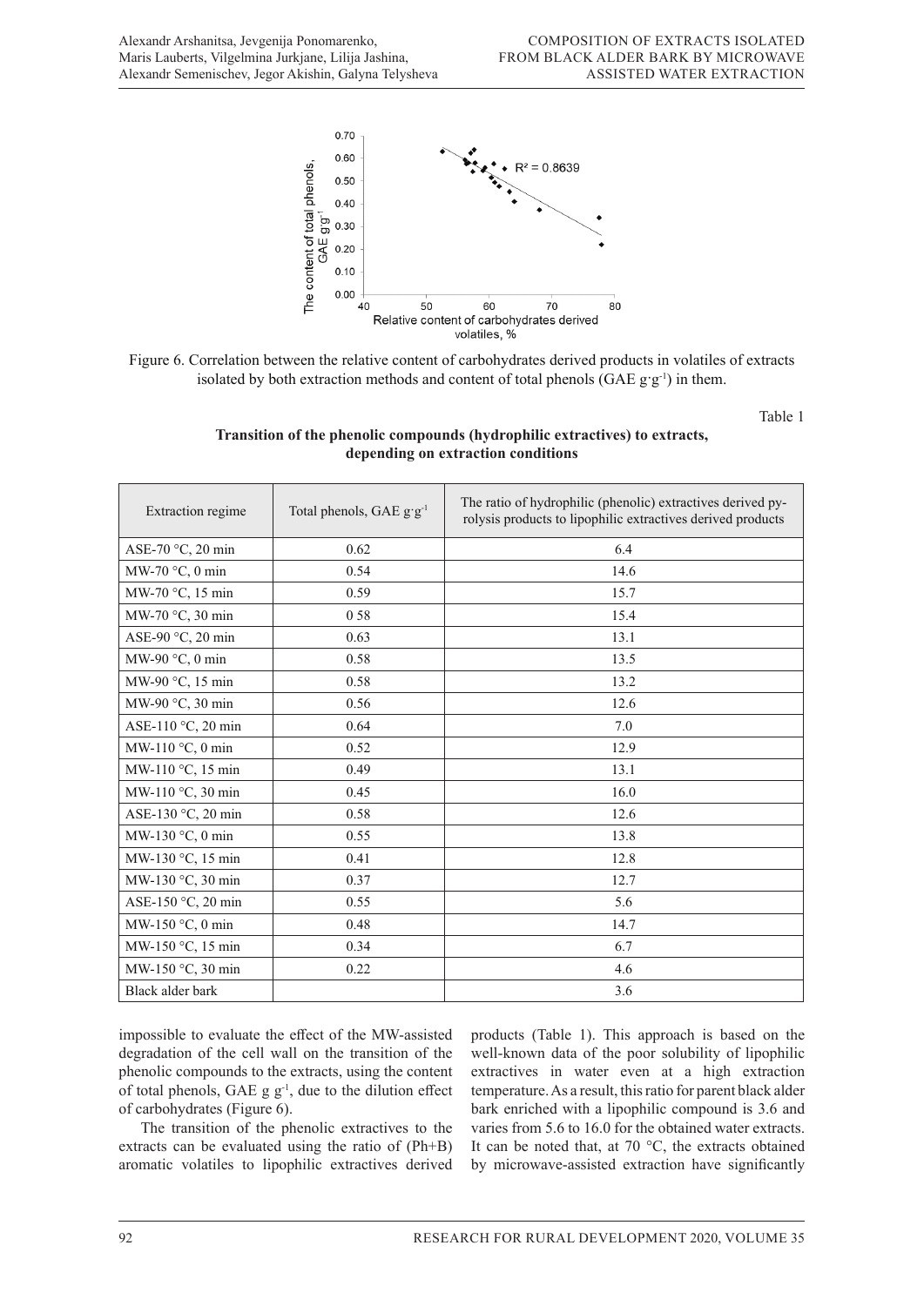Figure 6. Correlation between the relative content of carbohydrates derived products in volatiles of extracts isolated by both extraction methods and content of total phenols (GAE $g \cdot g^{-1}$) in them.

Table 1

**Transition of the phenolic compounds (hydrophilic extractives) to extracts, depending on extraction conditions**

| Extraction regime | Total phenols, GAE $g \cdot g^{-1}$ | The ratio of hydrophilic (phenolic) extractives derived pyrolysis products to lipophilic extractives derived products |
|---|---|---|
| ASE-70 °C, 20 min | 0.62 | 6.4 |
| MW-70 °C, 0 min | 0.54 | 14.6 |
| MW-70 °C, 15 min | 0.59 | 15.7 |
| MW-70 °C, 30 min | 0 58 | 15.4 |
| ASE-90 °C, 20 min | 0.63 | 13.1 |
| MW-90 °C, 0 min | 0.58 | 13.5 |
| MW-90 °C, 15 min | 0.58 | 13.2 |
| MW-90 °C, 30 min | 0.56 | 12.6 |
| ASE-110 °C, 20 min | 0.64 | 7.0 |
| MW-110 °C, 0 min | 0.52 | 12.9 |
| MW-110 °C, 15 min | 0.49 | 13.1 |
| MW-110 °C, 30 min | 0.45 | 16.0 |
| ASE-130 °C, 20 min | 0.58 | 12.6 |
| MW-130 °C, 0 min | 0.55 | 13.8 |
| MW-130 °C, 15 min | 0.41 | 12.8 |
| MW-130 °C, 30 min | 0.37 | 12.7 |
| ASE-150 °C, 20 min | 0.55 | 5.6 |
| MW-150 °C, 0 min | 0.48 | 14.7 |
| MW-150 °C, 15 min | 0.34 | 6.7 |
| MW-150 °C, 30 min | 0.22 | 4.6 |
| Black alder bark | | 3.6 |

impossible to evaluate the effect of the MW-assisted degradation of the cell wall on the transition of the phenolic compounds to the extracts, using the content of total phenols, GAE $g\ g^{-1}$, due to the dilution effect of carbohydrates (Figure 6).

The transition of the phenolic extractives to the extracts can be evaluated using the ratio of (Ph+B) aromatic volatiles to lipophilic extractives derived products (Table 1). This approach is based on the well-known data of the poor solubility of lipophilic extractives in water even at a high extraction temperature. As a result, this ratio for parent black alder bark enriched with a lipophilic compound is 3.6 and varies from 5.6 to 16.0 for the obtained water extracts. It can be noted that, at 70 °C, the extracts obtained by microwave-assisted extraction have significantly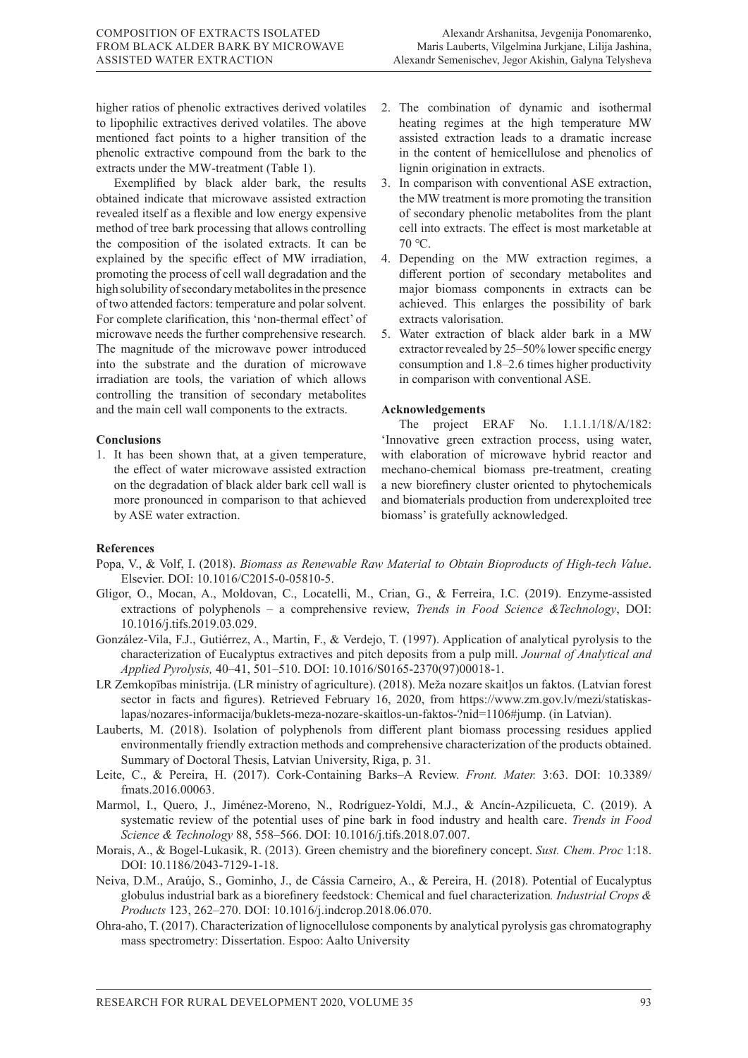higher ratios of phenolic extractives derived volatiles to lipophilic extractives derived volatiles. The above mentioned fact points to a higher transition of the phenolic extractive compound from the bark to the extracts under the MW-treatment (Table 1).

Exemplified by black alder bark, the results obtained indicate that microwave assisted extraction revealed itself as a flexible and low energy expensive method of tree bark processing that allows controlling the composition of the isolated extracts. It can be explained by the specific effect of MW irradiation, promoting the process of cell wall degradation and the high solubility of secondary metabolites in the presence of two attended factors: temperature and polar solvent. For complete clarification, this 'non-thermal effect' of microwave needs the further comprehensive research. The magnitude of the microwave power introduced into the substrate and the duration of microwave irradiation are tools, the variation of which allows controlling the transition of secondary metabolites and the main cell wall components to the extracts.

## Conclusions

1. It has been shown that, at a given temperature, the effect of water microwave assisted extraction on the degradation of black alder bark cell wall is more pronounced in comparison to that achieved by ASE water extraction.
2. The combination of dynamic and isothermal heating regimes at the high temperature MW assisted extraction leads to a dramatic increase in the content of hemicellulose and phenolics of lignin origination in extracts.
3. In comparison with conventional ASE extraction, the MW treatment is more promoting the transition of secondary phenolic metabolites from the plant cell into extracts. The effect is most marketable at 70 °C.
4. Depending on the MW extraction regimes, a different portion of secondary metabolites and major biomass components in extracts can be achieved. This enlarges the possibility of bark extracts valorisation.
5. Water extraction of black alder bark in a MW extractor revealed by 25–50% lower specific energy consumption and 1.8–2.6 times higher productivity in comparison with conventional ASE.

## Acknowledgements

The project ERAF No. 1.1.1.1/18/A/182: 'Innovative green extraction process, using water, with elaboration of microwave hybrid reactor and mechano-chemical biomass pre-treatment, creating a new biorefinery cluster oriented to phytochemicals and biomaterials production from underexploited tree biomass' is gratefully acknowledged.

## References

Popa, V., & Volf, I. (2018). *Biomass as Renewable Raw Material to Obtain Bioproducts of High-tech Value*. Elsevier. DOI: 10.1016/C2015-0-05810-5.

Gligor, O., Mocan, A., Moldovan, C., Locatelli, M., Crian, G., & Ferreira, I.C. (2019). Enzyme-assisted extractions of polyphenols – a comprehensive review, *Trends in Food Science &Technology*, DOI: 10.1016/j.tifs.2019.03.029.

González-Vila, F.J., Gutiérrez, A., Martin, F., & Verdejo, T. (1997). Application of analytical pyrolysis to the characterization of Eucalyptus extractives and pitch deposits from a pulp mill. *Journal of Analytical and Applied Pyrolysis,* 40–41, 501–510. DOI: 10.1016/S0165-2370(97)00018-1.

LR Zemkopības ministrija. (LR ministry of agriculture). (2018). Meža nozare skaitļos un faktos. (Latvian forest sector in facts and figures). Retrieved February 16, 2020, from https://www.zm.gov.lv/mezi/statiskas-lapas/nozares-informacija/buklets-meza-nozare-skaitlos-un-faktos-?nid=1106#jump. (in Latvian).

Lauberts, M. (2018). Isolation of polyphenols from different plant biomass processing residues applied environmentally friendly extraction methods and comprehensive characterization of the products obtained. Summary of Doctoral Thesis, Latvian University, Riga, p. 31.

Leite, C., & Pereira, H. (2017). Cork-Containing Barks–A Review. *Front. Mater.* 3:63. DOI: 10.3389/fmats.2016.00063.

Marmol, I., Quero, J., Jiménez-Moreno, N., Rodríguez-Yoldi, M.J., & Ancín-Azpilicueta, C. (2019). A systematic review of the potential uses of pine bark in food industry and health care. *Trends in Food Science & Technology* 88, 558–566. DOI: 10.1016/j.tifs.2018.07.007.

Morais, A., & Bogel-Lukasik, R. (2013). Green chemistry and the biorefinery concept. *Sust. Chem. Proc* 1:18. DOI: 10.1186/2043-7129-1-18.

Neiva, D.M., Araújo, S., Gominho, J., de Cássia Carneiro, A., & Pereira, H. (2018). Potential of Eucalyptus globulus industrial bark as a biorefinery feedstock: Chemical and fuel characterization*. Industrial Crops & Products* 123, 262–270. DOI: 10.1016/j.indcrop.2018.06.070.

Ohra-aho, T. (2017). Characterization of lignocellulose components by analytical pyrolysis gas chromatography mass spectrometry: Dissertation. Espoo: Aalto University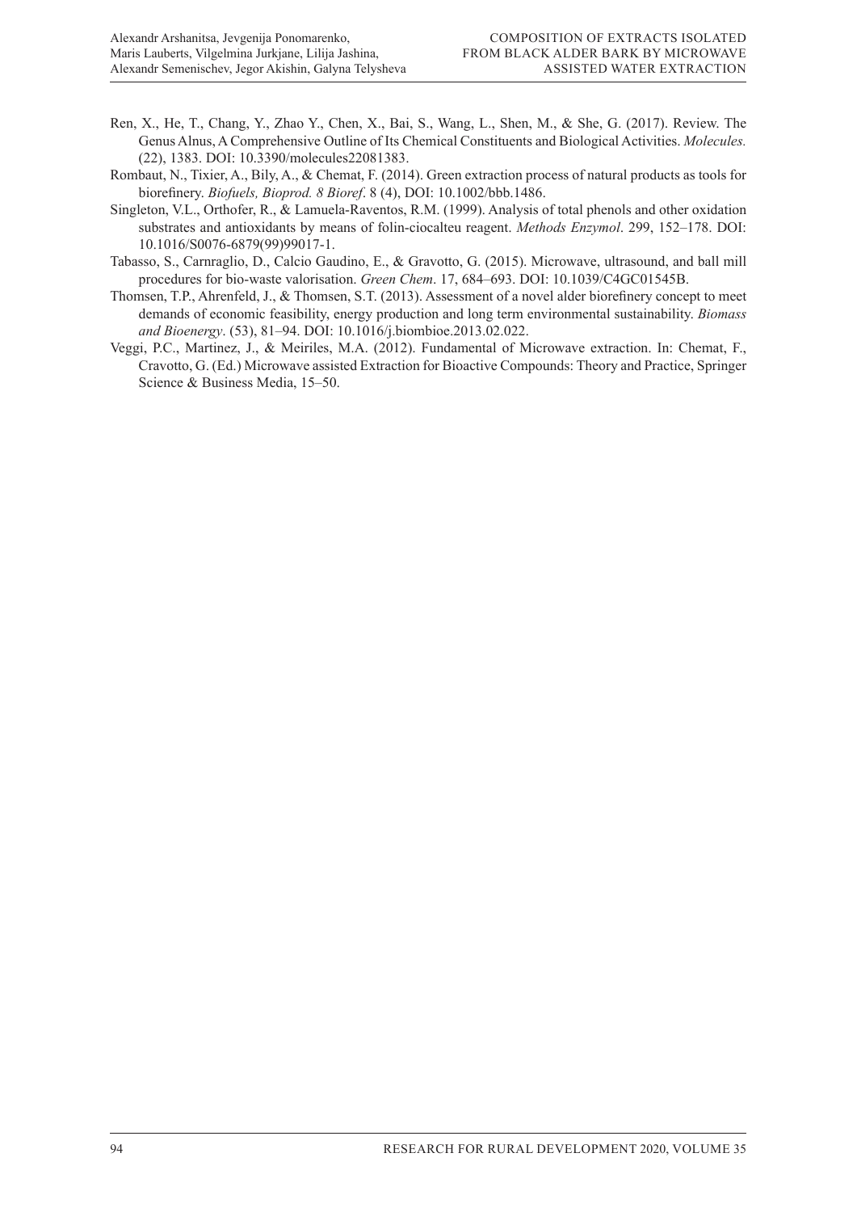Ren, X., He, T., Chang, Y., Zhao Y., Chen, X., Bai, S., Wang, L., Shen, M., & She, G. (2017). Review. The Genus Alnus, A Comprehensive Outline of Its Chemical Constituents and Biological Activities. *Molecules.* (22), 1383. DOI: 10.3390/molecules22081383.

Rombaut, N., Tixier, A., Bily, A., & Chemat, F. (2014). Green extraction process of natural products as tools for biorefinery. *Biofuels, Bioprod. 8 Bioref*. 8 (4), DOI: 10.1002/bbb.1486.

Singleton, V.L., Orthofer, R., & Lamuela-Raventos, R.M. (1999). Analysis of total phenols and other oxidation substrates and antioxidants by means of folin-ciocalteu reagent. *Methods Enzymol*. 299, 152–178. DOI: 10.1016/S0076-6879(99)99017-1.

Tabasso, S., Carnraglio, D., Calcio Gaudino, E., & Gravotto, G. (2015). Microwave, ultrasound, and ball mill procedures for bio-waste valorisation. *Green Chem*. 17, 684–693. DOI: 10.1039/C4GC01545B.

Thomsen, T.P., Ahrenfeld, J., & Thomsen, S.T. (2013). Assessment of a novel alder biorefinery concept to meet demands of economic feasibility, energy production and long term environmental sustainability. *Biomass and Bioenergy*. (53), 81–94. DOI: 10.1016/j.biombioe.2013.02.022.

Veggi, P.C., Martinez, J., & Meiriles, M.A. (2012). Fundamental of Microwave extraction. In: Chemat, F., Cravotto, G. (Ed.) Microwave assisted Extraction for Bioactive Compounds: Theory and Practice, Springer Science & Business Media, 15–50.